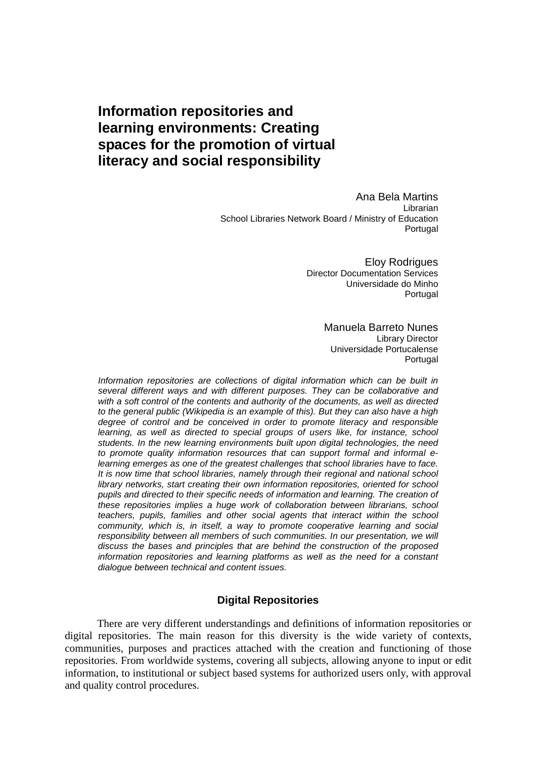# Information repositories and learning environments: Creating spaces for the promotion of virtual literacy and social responsibility

Ana Bela Martins
Librarian
School Libraries Network Board / Ministry of Education
Portugal

Eloy Rodrigues
Director Documentation Services
Universidade do Minho
Portugal

Manuela Barreto Nunes
Library Director
Universidade Portucalense
Portugal

*Information repositories are collections of digital information which can be built in several different ways and with different purposes. They can be collaborative and with a soft control of the contents and authority of the documents, as well as directed to the general public (Wikipedia is an example of this). But they can also have a high degree of control and be conceived in order to promote literacy and responsible learning, as well as directed to special groups of users like, for instance, school students. In the new learning environments built upon digital technologies, the need to promote quality information resources that can support formal and informal e-learning emerges as one of the greatest challenges that school libraries have to face. It is now time that school libraries, namely through their regional and national school library networks, start creating their own information repositories, oriented for school pupils and directed to their specific needs of information and learning. The creation of these repositories implies a huge work of collaboration between librarians, school teachers, pupils, families and other social agents that interact within the school community, which is, in itself, a way to promote cooperative learning and social responsibility between all members of such communities. In our presentation, we will discuss the bases and principles that are behind the construction of the proposed information repositories and learning platforms as well as the need for a constant dialogue between technical and content issues.*

## Digital Repositories

There are very different understandings and definitions of information repositories or digital repositories. The main reason for this diversity is the wide variety of contexts, communities, purposes and practices attached with the creation and functioning of those repositories. From worldwide systems, covering all subjects, allowing anyone to input or edit information, to institutional or subject based systems for authorized users only, with approval and quality control procedures.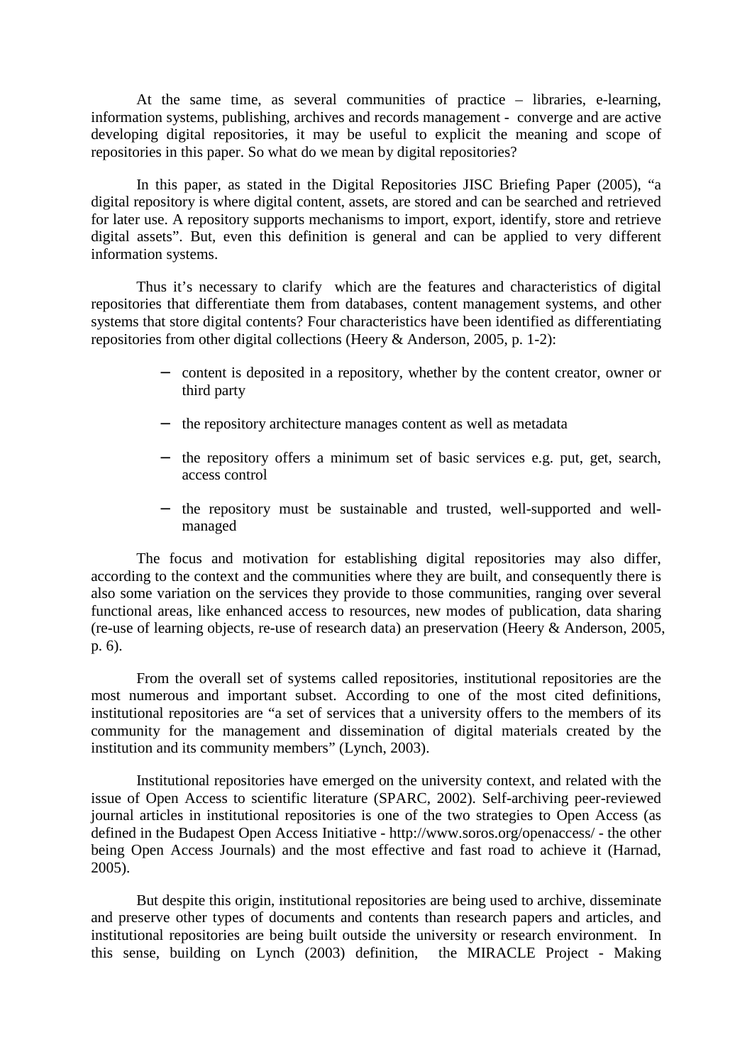At the same time, as several communities of practice – libraries, e-learning, information systems, publishing, archives and records management - converge and are active developing digital repositories, it may be useful to explicit the meaning and scope of repositories in this paper. So what do we mean by digital repositories?

In this paper, as stated in the Digital Repositories JISC Briefing Paper (2005), "a digital repository is where digital content, assets, are stored and can be searched and retrieved for later use. A repository supports mechanisms to import, export, identify, store and retrieve digital assets". But, even this definition is general and can be applied to very different information systems.

Thus it's necessary to clarify which are the features and characteristics of digital repositories that differentiate them from databases, content management systems, and other systems that store digital contents? Four characteristics have been identified as differentiating repositories from other digital collections (Heery & Anderson, 2005, p. 1-2):

- content is deposited in a repository, whether by the content creator, owner or third party
- the repository architecture manages content as well as metadata
- the repository offers a minimum set of basic services e.g. put, get, search, access control
- the repository must be sustainable and trusted, well-supported and well-managed

The focus and motivation for establishing digital repositories may also differ, according to the context and the communities where they are built, and consequently there is also some variation on the services they provide to those communities, ranging over several functional areas, like enhanced access to resources, new modes of publication, data sharing (re-use of learning objects, re-use of research data) an preservation (Heery & Anderson, 2005, p. 6).

From the overall set of systems called repositories, institutional repositories are the most numerous and important subset. According to one of the most cited definitions, institutional repositories are "a set of services that a university offers to the members of its community for the management and dissemination of digital materials created by the institution and its community members" (Lynch, 2003).

Institutional repositories have emerged on the university context, and related with the issue of Open Access to scientific literature (SPARC, 2002). Self-archiving peer-reviewed journal articles in institutional repositories is one of the two strategies to Open Access (as defined in the Budapest Open Access Initiative - http://www.soros.org/openaccess/ - the other being Open Access Journals) and the most effective and fast road to achieve it (Harnad, 2005).

But despite this origin, institutional repositories are being used to archive, disseminate and preserve other types of documents and contents than research papers and articles, and institutional repositories are being built outside the university or research environment. In this sense, building on Lynch (2003) definition, the MIRACLE Project - Making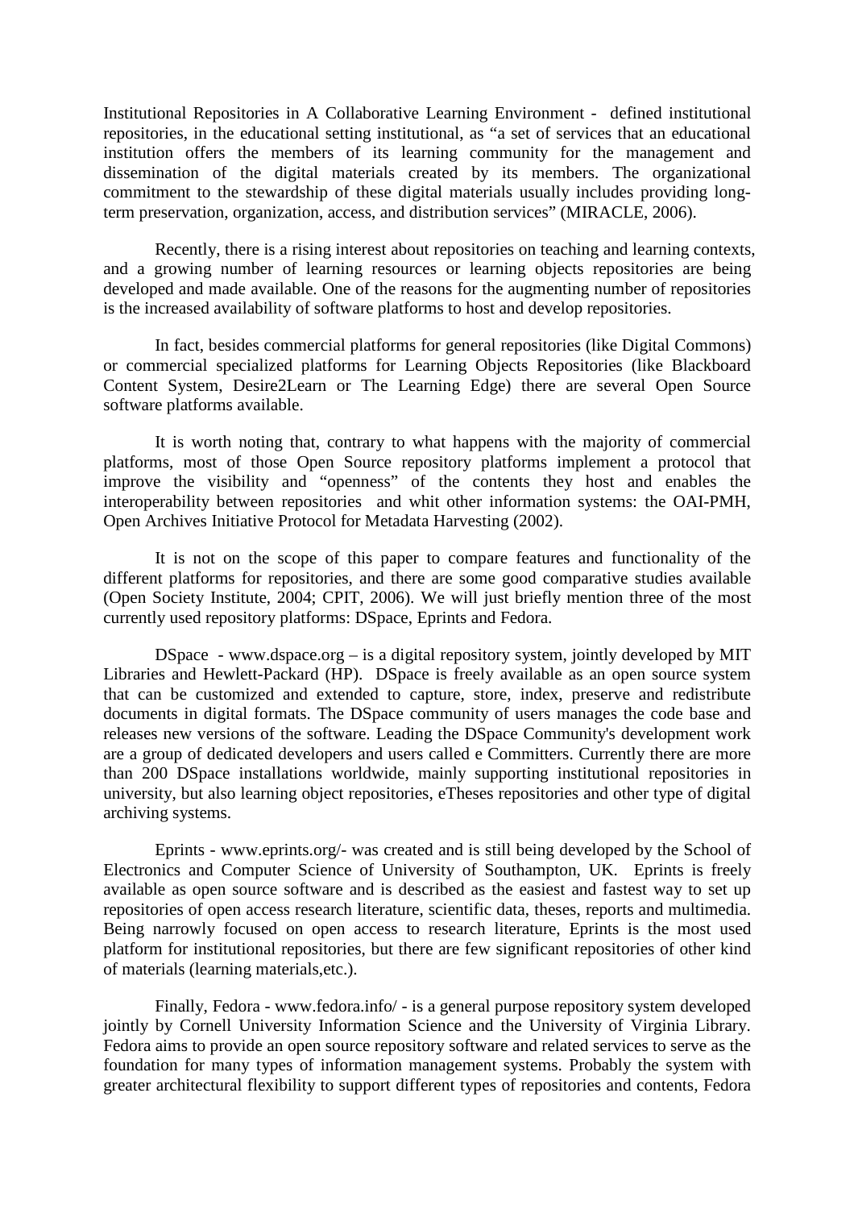Institutional Repositories in A Collaborative Learning Environment - defined institutional repositories, in the educational setting institutional, as "a set of services that an educational institution offers the members of its learning community for the management and dissemination of the digital materials created by its members. The organizational commitment to the stewardship of these digital materials usually includes providing long-term preservation, organization, access, and distribution services" (MIRACLE, 2006).

Recently, there is a rising interest about repositories on teaching and learning contexts, and a growing number of learning resources or learning objects repositories are being developed and made available. One of the reasons for the augmenting number of repositories is the increased availability of software platforms to host and develop repositories.

In fact, besides commercial platforms for general repositories (like Digital Commons) or commercial specialized platforms for Learning Objects Repositories (like Blackboard Content System, Desire2Learn or The Learning Edge) there are several Open Source software platforms available.

It is worth noting that, contrary to what happens with the majority of commercial platforms, most of those Open Source repository platforms implement a protocol that improve the visibility and "openness" of the contents they host and enables the interoperability between repositories and whit other information systems: the OAI-PMH, Open Archives Initiative Protocol for Metadata Harvesting (2002).

It is not on the scope of this paper to compare features and functionality of the different platforms for repositories, and there are some good comparative studies available (Open Society Institute, 2004; CPIT, 2006). We will just briefly mention three of the most currently used repository platforms: DSpace, Eprints and Fedora.

DSpace - www.dspace.org – is a digital repository system, jointly developed by MIT Libraries and Hewlett-Packard (HP). DSpace is freely available as an open source system that can be customized and extended to capture, store, index, preserve and redistribute documents in digital formats. The DSpace community of users manages the code base and releases new versions of the software. Leading the DSpace Community's development work are a group of dedicated developers and users called e Committers. Currently there are more than 200 DSpace installations worldwide, mainly supporting institutional repositories in university, but also learning object repositories, eTheses repositories and other type of digital archiving systems.

Eprints - www.eprints.org/- was created and is still being developed by the School of Electronics and Computer Science of University of Southampton, UK. Eprints is freely available as open source software and is described as the easiest and fastest way to set up repositories of open access research literature, scientific data, theses, reports and multimedia. Being narrowly focused on open access to research literature, Eprints is the most used platform for institutional repositories, but there are few significant repositories of other kind of materials (learning materials,etc.).

Finally, Fedora - www.fedora.info/ - is a general purpose repository system developed jointly by Cornell University Information Science and the University of Virginia Library. Fedora aims to provide an open source repository software and related services to serve as the foundation for many types of information management systems. Probably the system with greater architectural flexibility to support different types of repositories and contents, Fedora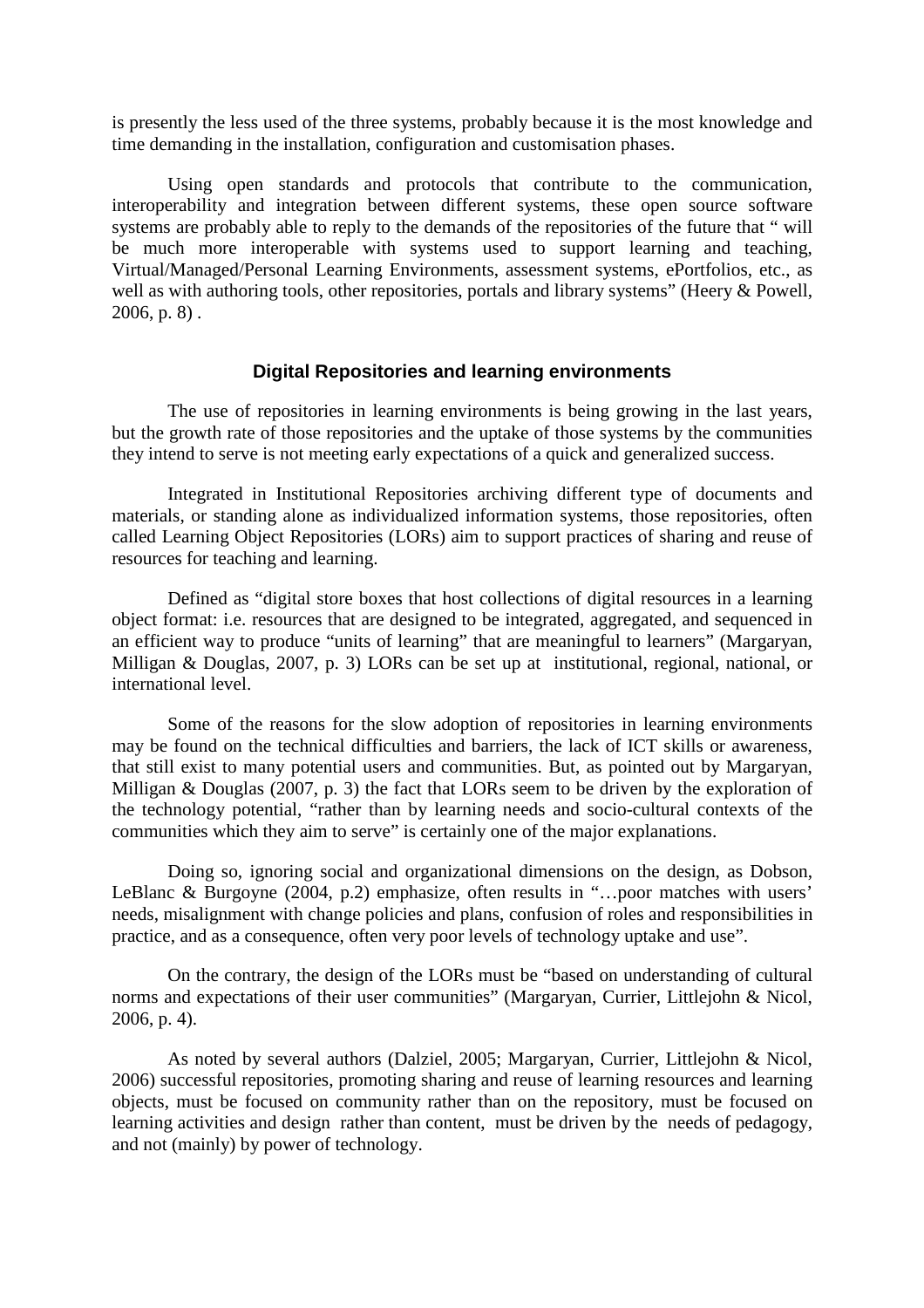is presently the less used of the three systems, probably because it is the most knowledge and time demanding in the installation, configuration and customisation phases.

Using open standards and protocols that contribute to the communication, interoperability and integration between different systems, these open source software systems are probably able to reply to the demands of the repositories of the future that " will be much more interoperable with systems used to support learning and teaching, Virtual/Managed/Personal Learning Environments, assessment systems, ePortfolios, etc., as well as with authoring tools, other repositories, portals and library systems" (Heery & Powell, 2006, p. 8) .

## Digital Repositories and learning environments

The use of repositories in learning environments is being growing in the last years, but the growth rate of those repositories and the uptake of those systems by the communities they intend to serve is not meeting early expectations of a quick and generalized success.

Integrated in Institutional Repositories archiving different type of documents and materials, or standing alone as individualized information systems, those repositories, often called Learning Object Repositories (LORs) aim to support practices of sharing and reuse of resources for teaching and learning.

Defined as "digital store boxes that host collections of digital resources in a learning object format: i.e. resources that are designed to be integrated, aggregated, and sequenced in an efficient way to produce "units of learning" that are meaningful to learners" (Margaryan, Milligan & Douglas, 2007, p. 3) LORs can be set up at institutional, regional, national, or international level.

Some of the reasons for the slow adoption of repositories in learning environments may be found on the technical difficulties and barriers, the lack of ICT skills or awareness, that still exist to many potential users and communities. But, as pointed out by Margaryan, Milligan & Douglas (2007, p. 3) the fact that LORs seem to be driven by the exploration of the technology potential, "rather than by learning needs and socio-cultural contexts of the communities which they aim to serve" is certainly one of the major explanations.

Doing so, ignoring social and organizational dimensions on the design, as Dobson, LeBlanc & Burgoyne (2004, p.2) emphasize, often results in "…poor matches with users' needs, misalignment with change policies and plans, confusion of roles and responsibilities in practice, and as a consequence, often very poor levels of technology uptake and use".

On the contrary, the design of the LORs must be "based on understanding of cultural norms and expectations of their user communities" (Margaryan, Currier, Littlejohn & Nicol, 2006, p. 4).

As noted by several authors (Dalziel, 2005; Margaryan, Currier, Littlejohn & Nicol, 2006) successful repositories, promoting sharing and reuse of learning resources and learning objects, must be focused on community rather than on the repository, must be focused on learning activities and design rather than content, must be driven by the needs of pedagogy, and not (mainly) by power of technology.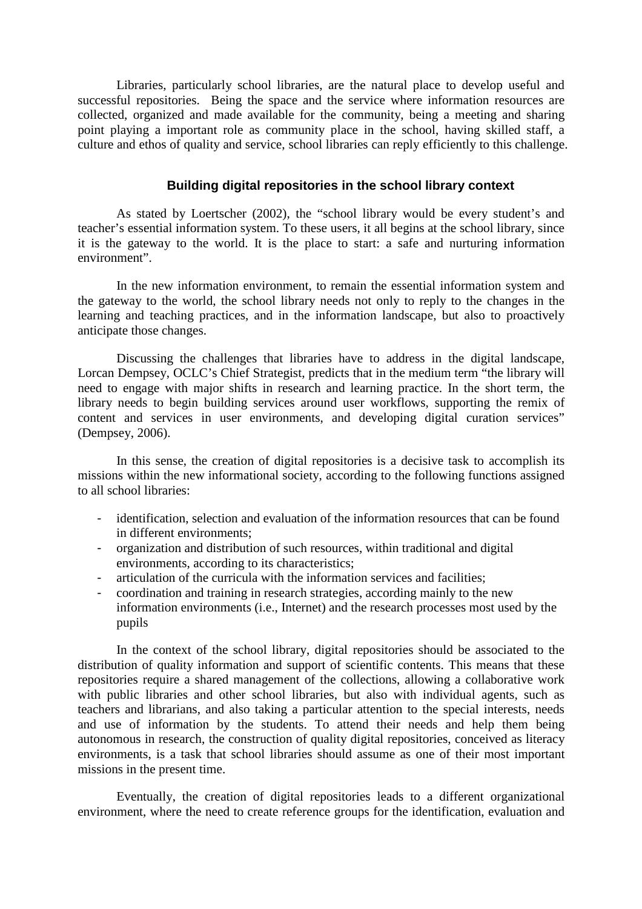Libraries, particularly school libraries, are the natural place to develop useful and successful repositories. Being the space and the service where information resources are collected, organized and made available for the community, being a meeting and sharing point playing a important role as community place in the school, having skilled staff, a culture and ethos of quality and service, school libraries can reply efficiently to this challenge.

### Building digital repositories in the school library context

As stated by Loertscher (2002), the "school library would be every student's and teacher's essential information system. To these users, it all begins at the school library, since it is the gateway to the world. It is the place to start: a safe and nurturing information environment".

In the new information environment, to remain the essential information system and the gateway to the world, the school library needs not only to reply to the changes in the learning and teaching practices, and in the information landscape, but also to proactively anticipate those changes.

Discussing the challenges that libraries have to address in the digital landscape, Lorcan Dempsey, OCLC's Chief Strategist, predicts that in the medium term "the library will need to engage with major shifts in research and learning practice. In the short term, the library needs to begin building services around user workflows, supporting the remix of content and services in user environments, and developing digital curation services" (Dempsey, 2006).

In this sense, the creation of digital repositories is a decisive task to accomplish its missions within the new informational society, according to the following functions assigned to all school libraries:

- identification, selection and evaluation of the information resources that can be found in different environments;
- organization and distribution of such resources, within traditional and digital environments, according to its characteristics;
- articulation of the curricula with the information services and facilities;
- coordination and training in research strategies, according mainly to the new information environments (i.e., Internet) and the research processes most used by the pupils

In the context of the school library, digital repositories should be associated to the distribution of quality information and support of scientific contents. This means that these repositories require a shared management of the collections, allowing a collaborative work with public libraries and other school libraries, but also with individual agents, such as teachers and librarians, and also taking a particular attention to the special interests, needs and use of information by the students. To attend their needs and help them being autonomous in research, the construction of quality digital repositories, conceived as literacy environments, is a task that school libraries should assume as one of their most important missions in the present time.

Eventually, the creation of digital repositories leads to a different organizational environment, where the need to create reference groups for the identification, evaluation and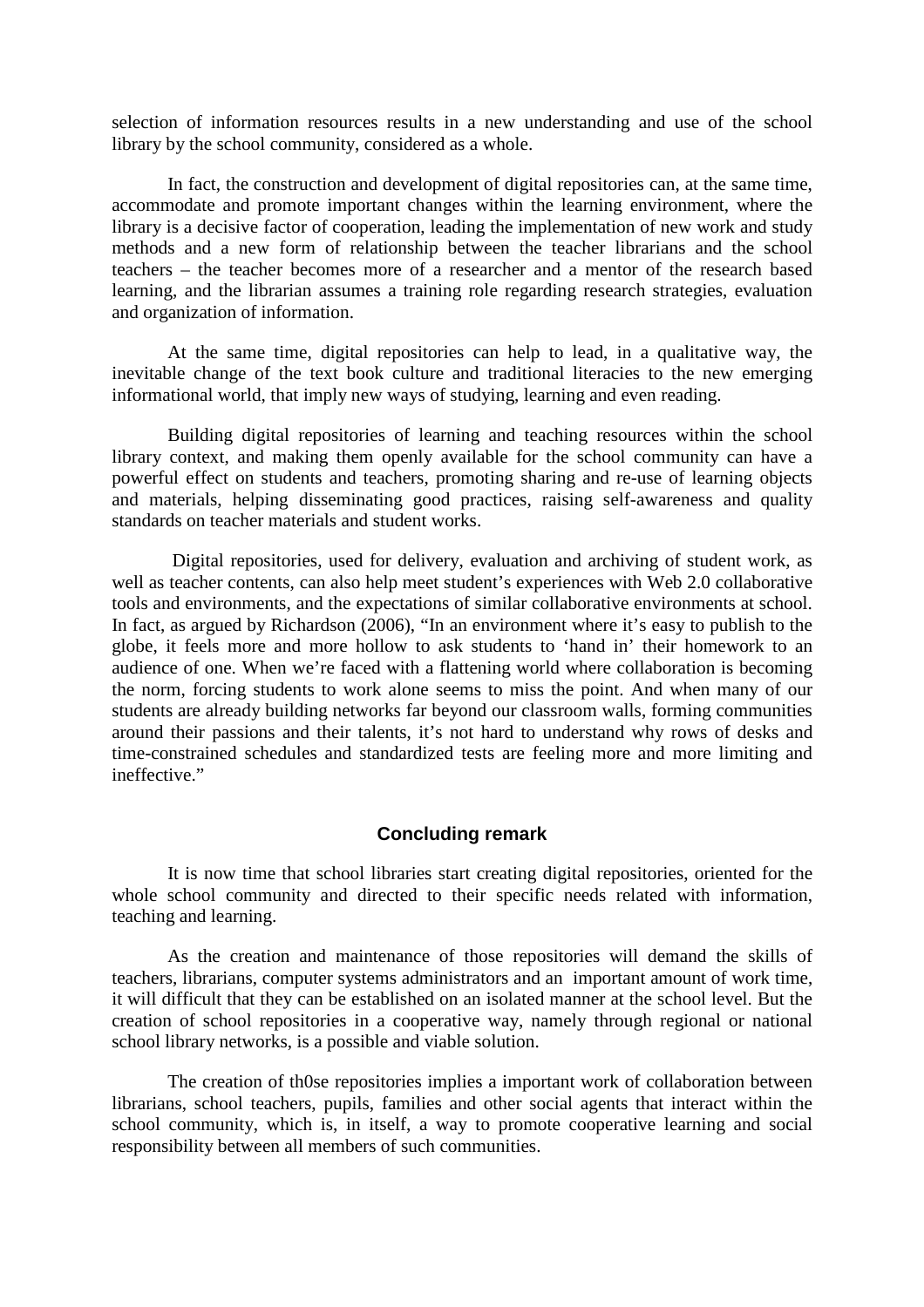selection of information resources results in a new understanding and use of the school library by the school community, considered as a whole.

In fact, the construction and development of digital repositories can, at the same time, accommodate and promote important changes within the learning environment, where the library is a decisive factor of cooperation, leading the implementation of new work and study methods and a new form of relationship between the teacher librarians and the school teachers – the teacher becomes more of a researcher and a mentor of the research based learning, and the librarian assumes a training role regarding research strategies, evaluation and organization of information.

At the same time, digital repositories can help to lead, in a qualitative way, the inevitable change of the text book culture and traditional literacies to the new emerging informational world, that imply new ways of studying, learning and even reading.

Building digital repositories of learning and teaching resources within the school library context, and making them openly available for the school community can have a powerful effect on students and teachers, promoting sharing and re-use of learning objects and materials, helping disseminating good practices, raising self-awareness and quality standards on teacher materials and student works.

Digital repositories, used for delivery, evaluation and archiving of student work, as well as teacher contents, can also help meet student's experiences with Web 2.0 collaborative tools and environments, and the expectations of similar collaborative environments at school. In fact, as argued by Richardson (2006), "In an environment where it's easy to publish to the globe, it feels more and more hollow to ask students to 'hand in' their homework to an audience of one. When we're faced with a flattening world where collaboration is becoming the norm, forcing students to work alone seems to miss the point. And when many of our students are already building networks far beyond our classroom walls, forming communities around their passions and their talents, it's not hard to understand why rows of desks and time-constrained schedules and standardized tests are feeling more and more limiting and ineffective."

## Concluding remark

It is now time that school libraries start creating digital repositories, oriented for the whole school community and directed to their specific needs related with information, teaching and learning.

As the creation and maintenance of those repositories will demand the skills of teachers, librarians, computer systems administrators and an important amount of work time, it will difficult that they can be established on an isolated manner at the school level. But the creation of school repositories in a cooperative way, namely through regional or national school library networks, is a possible and viable solution.

The creation of th0se repositories implies a important work of collaboration between librarians, school teachers, pupils, families and other social agents that interact within the school community, which is, in itself, a way to promote cooperative learning and social responsibility between all members of such communities.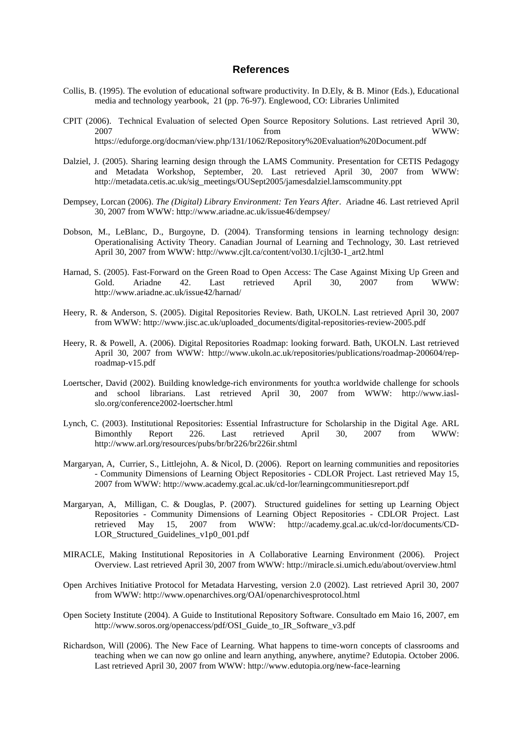## References

Collis, B. (1995). The evolution of educational software productivity. In D.Ely, & B. Minor (Eds.), Educational media and technology yearbook, 21 (pp. 76-97). Englewood, CO: Libraries Unlimited

CPIT (2006). Technical Evaluation of selected Open Source Repository Solutions. Last retrieved April 30, 2007 from WWW: https://eduforge.org/docman/view.php/131/1062/Repository%20Evaluation%20Document.pdf

Dalziel, J. (2005). Sharing learning design through the LAMS Community. Presentation for CETIS Pedagogy and Metadata Workshop, September, 20. Last retrieved April 30, 2007 from WWW: http://metadata.cetis.ac.uk/sig_meetings/OUSept2005/jamesdalziel.lamscommunity.ppt

Dempsey, Lorcan (2006). *The (Digital) Library Environment: Ten Years After*. Ariadne 46. Last retrieved April 30, 2007 from WWW: http://www.ariadne.ac.uk/issue46/dempsey/

Dobson, M., LeBlanc, D., Burgoyne, D. (2004). Transforming tensions in learning technology design: Operationalising Activity Theory. Canadian Journal of Learning and Technology, 30. Last retrieved April 30, 2007 from WWW: http://www.cjlt.ca/content/vol30.1/cjlt30-1_art2.html

Harnad, S. (2005). Fast-Forward on the Green Road to Open Access: The Case Against Mixing Up Green and Gold. Ariadne 42. Last retrieved April 30, 2007 from WWW: http://www.ariadne.ac.uk/issue42/harnad/

Heery, R. & Anderson, S. (2005). Digital Repositories Review. Bath, UKOLN. Last retrieved April 30, 2007 from WWW: http://www.jisc.ac.uk/uploaded_documents/digital-repositories-review-2005.pdf

Heery, R. & Powell, A. (2006). Digital Repositories Roadmap: looking forward. Bath, UKOLN. Last retrieved April 30, 2007 from WWW: http://www.ukoln.ac.uk/repositories/publications/roadmap-200604/rep-roadmap-v15.pdf

Loertscher, David (2002). Building knowledge-rich environments for youth:a worldwide challenge for schools and school librarians. Last retrieved April 30, 2007 from WWW: http://www.iasl-slo.org/conference2002-loertscher.html

Lynch, C. (2003). Institutional Repositories: Essential Infrastructure for Scholarship in the Digital Age. ARL Bimonthly Report 226. Last retrieved April 30, 2007 from WWW: http://www.arl.org/resources/pubs/br/br226/br226ir.shtml

Margaryan, A, Currier, S., Littlejohn, A. & Nicol, D. (2006). Report on learning communities and repositories - Community Dimensions of Learning Object Repositories - CDLOR Project. Last retrieved May 15, 2007 from WWW: http://www.academy.gcal.ac.uk/cd-lor/learningcommunitiesreport.pdf

Margaryan, A, Milligan, C. & Douglas, P. (2007). Structured guidelines for setting up Learning Object Repositories - Community Dimensions of Learning Object Repositories - CDLOR Project. Last retrieved May 15, 2007 from WWW: http://academy.gcal.ac.uk/cd-lor/documents/CD-LOR_Structured_Guidelines_v1p0_001.pdf

MIRACLE, Making Institutional Repositories in A Collaborative Learning Environment (2006). Project Overview. Last retrieved April 30, 2007 from WWW: http://miracle.si.umich.edu/about/overview.html

Open Archives Initiative Protocol for Metadata Harvesting, version 2.0 (2002). Last retrieved April 30, 2007 from WWW: http://www.openarchives.org/OAI/openarchivesprotocol.html

Open Society Institute (2004). A Guide to Institutional Repository Software. Consultado em Maio 16, 2007, em http://www.soros.org/openaccess/pdf/OSI_Guide_to_IR_Software_v3.pdf

Richardson, Will (2006). The New Face of Learning. What happens to time-worn concepts of classrooms and teaching when we can now go online and learn anything, anywhere, anytime? Edutopia. October 2006. Last retrieved April 30, 2007 from WWW: http://www.edutopia.org/new-face-learning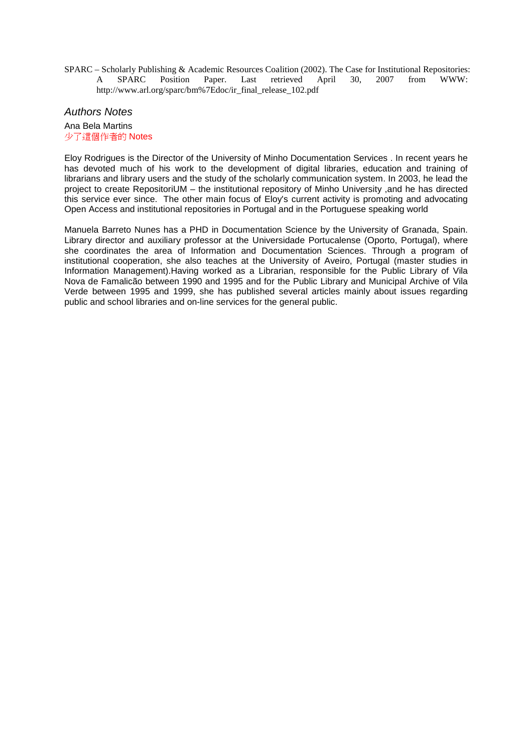SPARC – Scholarly Publishing & Academic Resources Coalition (2002). The Case for Institutional Repositories: A SPARC Position Paper. Last retrieved April 30, 2007 from WWW: http://www.arl.org/sparc/bm%7Edoc/ir_final_release_102.pdf

## *Authors Notes*

Ana Bela Martins
少了這個作者的 Notes

Eloy Rodrigues is the Director of the University of Minho Documentation Services . In recent years he has devoted much of his work to the development of digital libraries, education and training of librarians and library users and the study of the scholarly communication system. In 2003, he lead the project to create RepositoriUM – the institutional repository of Minho University ,and he has directed this service ever since. The other main focus of Eloy's current activity is promoting and advocating Open Access and institutional repositories in Portugal and in the Portuguese speaking world

Manuela Barreto Nunes has a PHD in Documentation Science by the University of Granada, Spain. Library director and auxiliary professor at the Universidade Portucalense (Oporto, Portugal), where she coordinates the area of Information and Documentation Sciences. Through a program of institutional cooperation, she also teaches at the University of Aveiro, Portugal (master studies in Information Management).Having worked as a Librarian, responsible for the Public Library of Vila Nova de Famalicão between 1990 and 1995 and for the Public Library and Municipal Archive of Vila Verde between 1995 and 1999, she has published several articles mainly about issues regarding public and school libraries and on-line services for the general public.